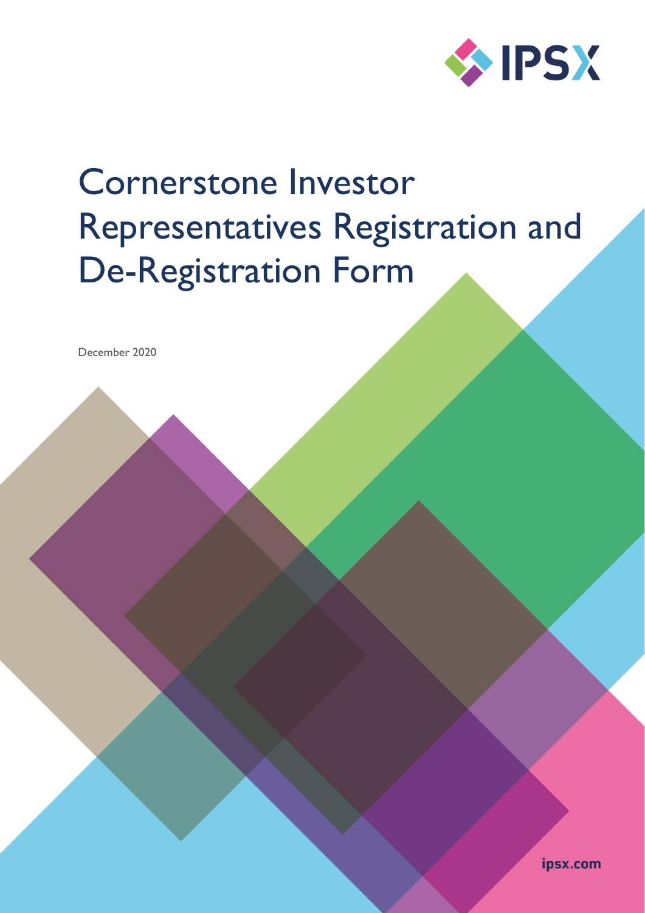# Cornerstone Investor Representatives Registration and De-Registration Form

December 2020

ipsx.com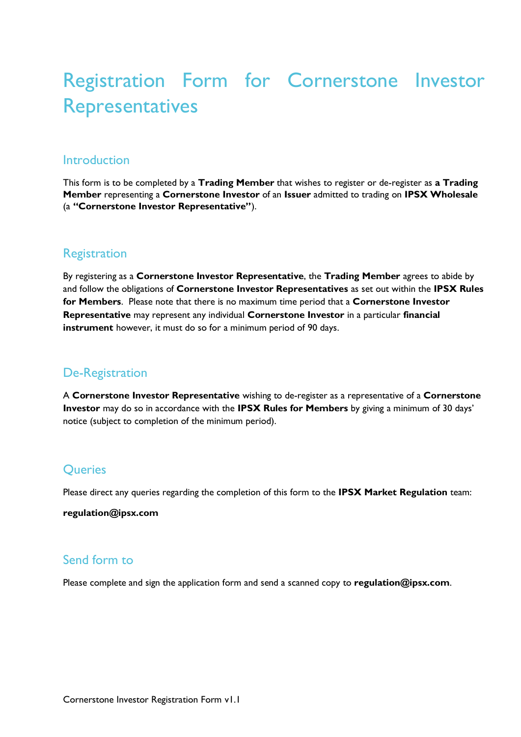# Registration Form for Cornerstone Investor Representatives

## Introduction

This form is to be completed by a **Trading Member** that wishes to register or de-register as **a Trading Member** representing a **Cornerstone Investor** of an **Issuer** admitted to trading on **IPSX Wholesale** (a **"Cornerstone Investor Representative"**).

## Registration

By registering as a **Cornerstone Investor Representative**, the **Trading Member** agrees to abide by and follow the obligations of **Cornerstone Investor Representatives** as set out within the **IPSX Rules for Members**. Please note that there is no maximum time period that a **Cornerstone Investor Representative** may represent any individual **Cornerstone Investor** in a particular **financial instrument** however, it must do so for a minimum period of 90 days.

## De-Registration

A **Cornerstone Investor Representative** wishing to de-register as a representative of a **Cornerstone Investor** may do so in accordance with the **IPSX Rules for Members** by giving a minimum of 30 days' notice (subject to completion of the minimum period).

## Queries

Please direct any queries regarding the completion of this form to the **IPSX Market Regulation** team:

**regulation@ipsx.com**

## Send form to

Please complete and sign the application form and send a scanned copy to **regulation@ipsx.com**.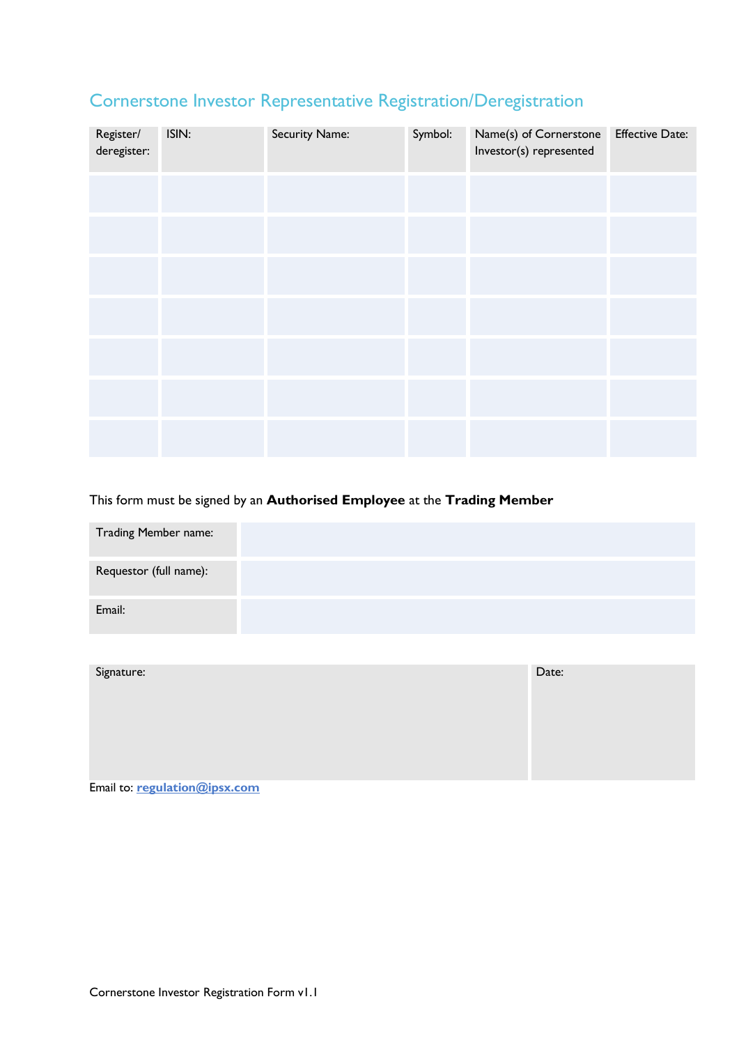# Cornerstone Investor Representative Registration/Deregistration

| Register/ deregister: | ISIN: | Security Name: | Symbol: | Name(s) of Cornerstone Investor(s) represented | Effective Date: |
|---|---|---|---|---|---|
| | | | | | |
| | | | | | |
| | | | | | |
| | | | | | |
| | | | | | |
| | | | | | |
| | | | | | |

This form must be signed by an **Authorised Employee** at the **Trading Member**

| | |
|---|---|
| Trading Member name: | |
| Requestor (full name): | |
| Email: | |

| | |
|---|---|
| Signature: | Date: |

Email to: **regulation@ipsx.com**

Cornerstone Investor Registration Form v1.1